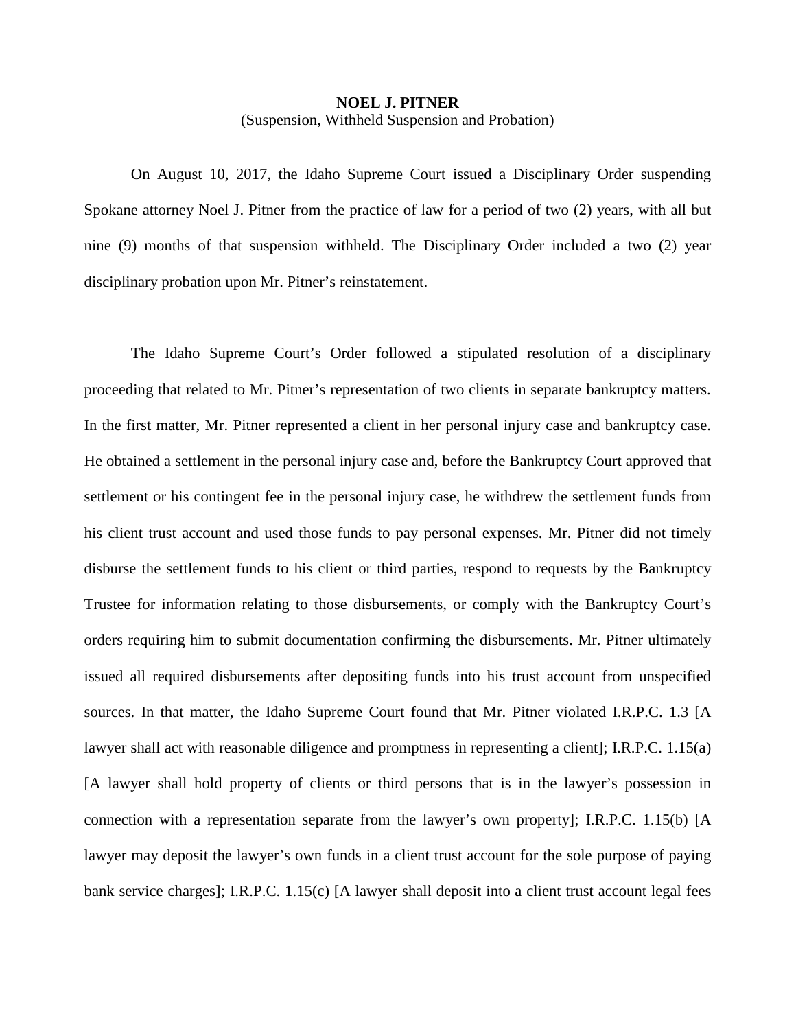**NOEL J. PITNER**
(Suspension, Withheld Suspension and Probation)

On August 10, 2017, the Idaho Supreme Court issued a Disciplinary Order suspending Spokane attorney Noel J. Pitner from the practice of law for a period of two (2) years, with all but nine (9) months of that suspension withheld. The Disciplinary Order included a two (2) year disciplinary probation upon Mr. Pitner's reinstatement.

The Idaho Supreme Court's Order followed a stipulated resolution of a disciplinary proceeding that related to Mr. Pitner's representation of two clients in separate bankruptcy matters. In the first matter, Mr. Pitner represented a client in her personal injury case and bankruptcy case. He obtained a settlement in the personal injury case and, before the Bankruptcy Court approved that settlement or his contingent fee in the personal injury case, he withdrew the settlement funds from his client trust account and used those funds to pay personal expenses. Mr. Pitner did not timely disburse the settlement funds to his client or third parties, respond to requests by the Bankruptcy Trustee for information relating to those disbursements, or comply with the Bankruptcy Court's orders requiring him to submit documentation confirming the disbursements. Mr. Pitner ultimately issued all required disbursements after depositing funds into his trust account from unspecified sources. In that matter, the Idaho Supreme Court found that Mr. Pitner violated I.R.P.C. 1.3 [A lawyer shall act with reasonable diligence and promptness in representing a client]; I.R.P.C. 1.15(a) [A lawyer shall hold property of clients or third persons that is in the lawyer's possession in connection with a representation separate from the lawyer's own property]; I.R.P.C. 1.15(b) [A lawyer may deposit the lawyer's own funds in a client trust account for the sole purpose of paying bank service charges]; I.R.P.C. 1.15(c) [A lawyer shall deposit into a client trust account legal fees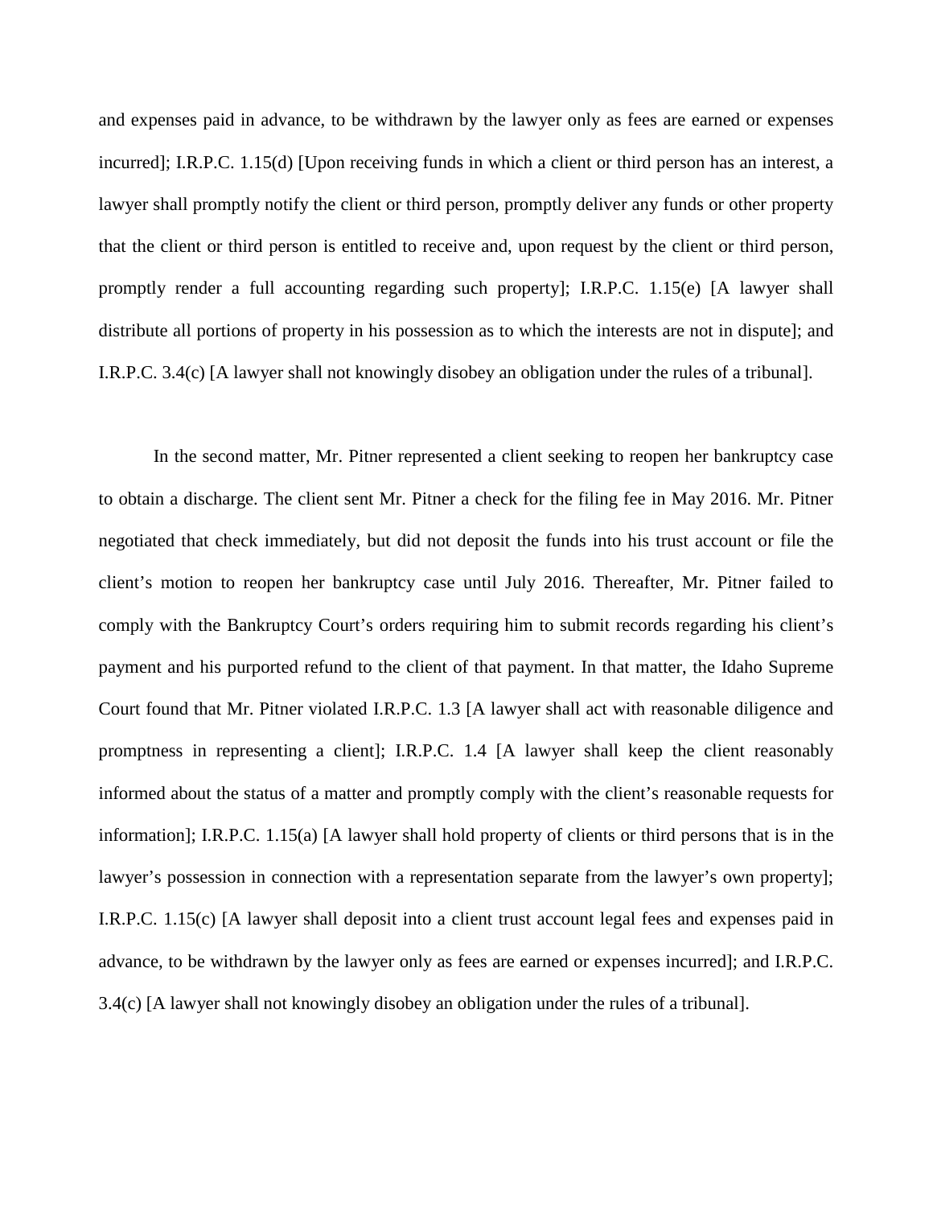and expenses paid in advance, to be withdrawn by the lawyer only as fees are earned or expenses incurred]; I.R.P.C. 1.15(d) [Upon receiving funds in which a client or third person has an interest, a lawyer shall promptly notify the client or third person, promptly deliver any funds or other property that the client or third person is entitled to receive and, upon request by the client or third person, promptly render a full accounting regarding such property]; I.R.P.C. 1.15(e) [A lawyer shall distribute all portions of property in his possession as to which the interests are not in dispute]; and I.R.P.C. 3.4(c) [A lawyer shall not knowingly disobey an obligation under the rules of a tribunal].

In the second matter, Mr. Pitner represented a client seeking to reopen her bankruptcy case to obtain a discharge. The client sent Mr. Pitner a check for the filing fee in May 2016. Mr. Pitner negotiated that check immediately, but did not deposit the funds into his trust account or file the client's motion to reopen her bankruptcy case until July 2016. Thereafter, Mr. Pitner failed to comply with the Bankruptcy Court's orders requiring him to submit records regarding his client's payment and his purported refund to the client of that payment. In that matter, the Idaho Supreme Court found that Mr. Pitner violated I.R.P.C. 1.3 [A lawyer shall act with reasonable diligence and promptness in representing a client]; I.R.P.C. 1.4 [A lawyer shall keep the client reasonably informed about the status of a matter and promptly comply with the client's reasonable requests for information]; I.R.P.C. 1.15(a) [A lawyer shall hold property of clients or third persons that is in the lawyer's possession in connection with a representation separate from the lawyer's own property]; I.R.P.C. 1.15(c) [A lawyer shall deposit into a client trust account legal fees and expenses paid in advance, to be withdrawn by the lawyer only as fees are earned or expenses incurred]; and I.R.P.C. 3.4(c) [A lawyer shall not knowingly disobey an obligation under the rules of a tribunal].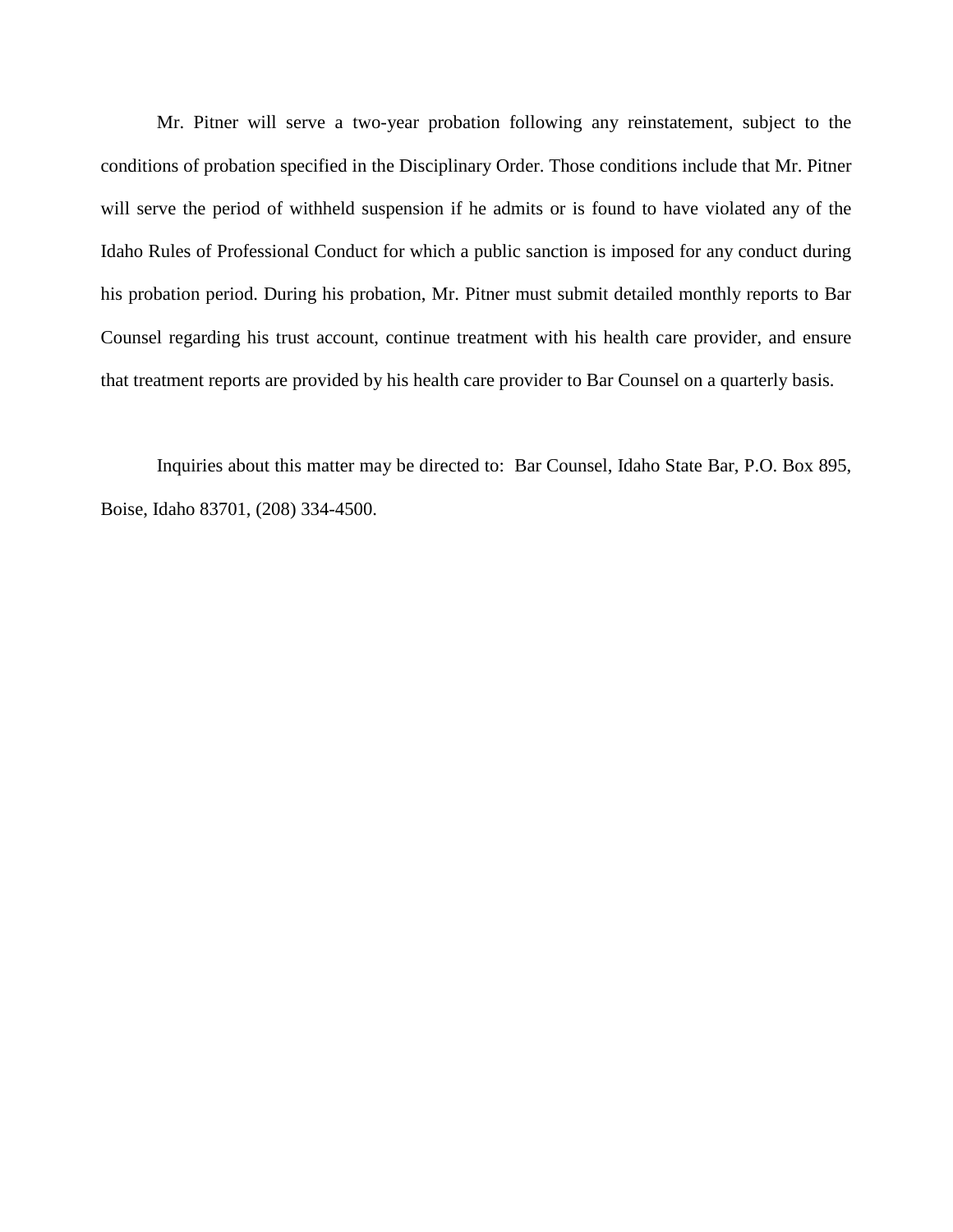Mr. Pitner will serve a two-year probation following any reinstatement, subject to the conditions of probation specified in the Disciplinary Order. Those conditions include that Mr. Pitner will serve the period of withheld suspension if he admits or is found to have violated any of the Idaho Rules of Professional Conduct for which a public sanction is imposed for any conduct during his probation period. During his probation, Mr. Pitner must submit detailed monthly reports to Bar Counsel regarding his trust account, continue treatment with his health care provider, and ensure that treatment reports are provided by his health care provider to Bar Counsel on a quarterly basis.

Inquiries about this matter may be directed to: Bar Counsel, Idaho State Bar, P.O. Box 895, Boise, Idaho 83701, (208) 334-4500.